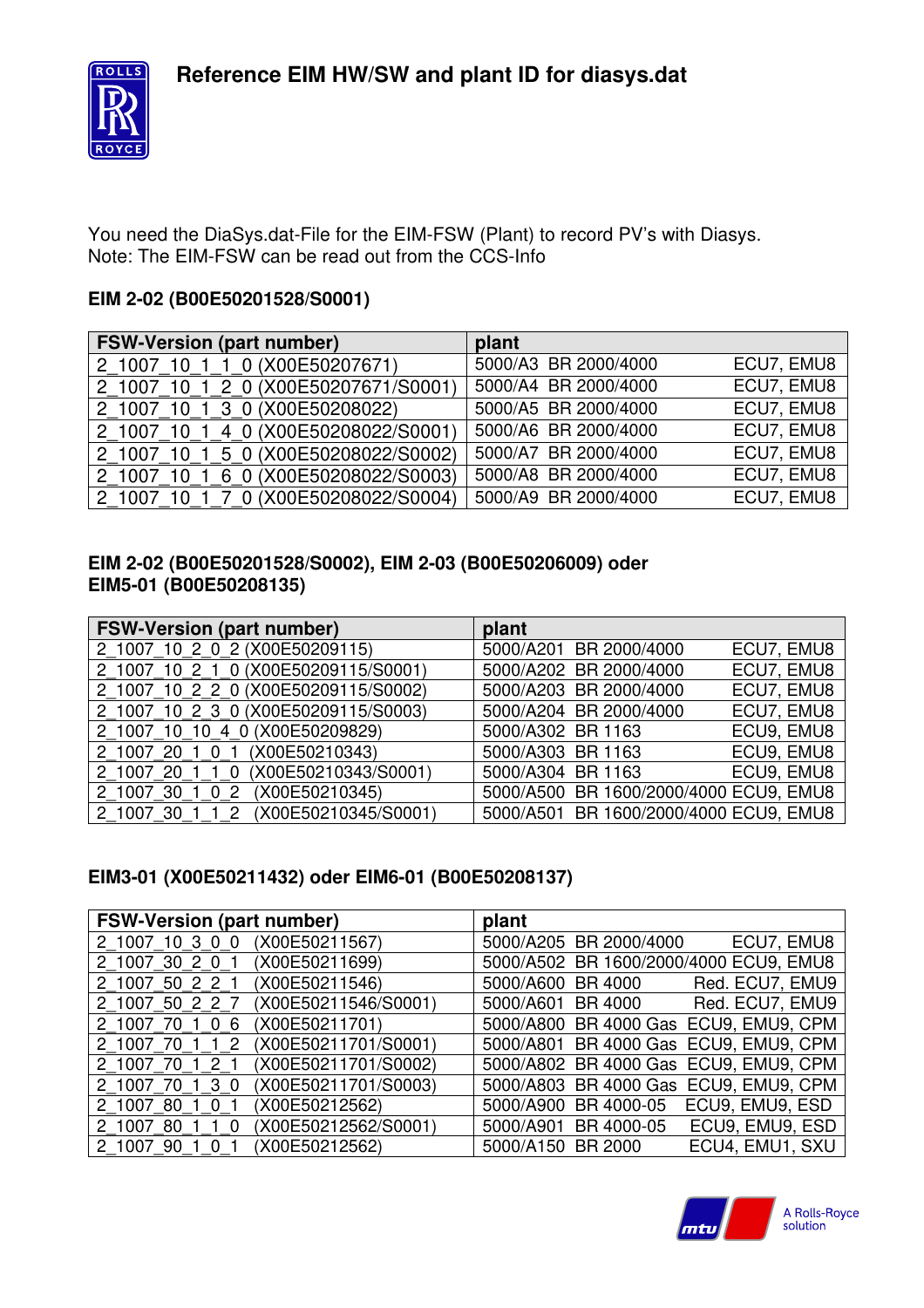# Reference EIM HW/SW and plant ID for diasys.dat

You need the DiaSys.dat-File for the EIM-FSW (Plant) to record PV's with Diasys.
Note: The EIM-FSW can be read out from the CCS-Info

**EIM 2-02 (B00E50201528/S0001)**

| FSW-Version (part number) | plant |
|---|---|
| 2_1007_10_1_1_0 (X00E50207671) | 5000/A3 BR 2000/4000 ECU7, EMU8 |
| 2_1007_10_1_2_0 (X00E50207671/S0001) | 5000/A4 BR 2000/4000 ECU7, EMU8 |
| 2_1007_10_1_3_0 (X00E50208022) | 5000/A5 BR 2000/4000 ECU7, EMU8 |
| 2_1007_10_1_4_0 (X00E50208022/S0001) | 5000/A6 BR 2000/4000 ECU7, EMU8 |
| 2_1007_10_1_5_0 (X00E50208022/S0002) | 5000/A7 BR 2000/4000 ECU7, EMU8 |
| 2_1007_10_1_6_0 (X00E50208022/S0003) | 5000/A8 BR 2000/4000 ECU7, EMU8 |
| 2_1007_10_1_7_0 (X00E50208022/S0004) | 5000/A9 BR 2000/4000 ECU7, EMU8 |

**EIM 2-02 (B00E50201528/S0002), EIM 2-03 (B00E50206009) oder EIM5-01 (B00E50208135)**

| FSW-Version (part number) | plant |
|---|---|
| 2_1007_10_2_0_2 (X00E50209115) | 5000/A201 BR 2000/4000 ECU7, EMU8 |
| 2_1007_10_2_1_0 (X00E50209115/S0001) | 5000/A202 BR 2000/4000 ECU7, EMU8 |
| 2_1007_10_2_2_0 (X00E50209115/S0002) | 5000/A203 BR 2000/4000 ECU7, EMU8 |
| 2_1007_10_2_3_0 (X00E50209115/S0003) | 5000/A204 BR 2000/4000 ECU7, EMU8 |
| 2_1007_10_10_4_0 (X00E50209829) | 5000/A302 BR 1163 ECU9, EMU8 |
| 2_1007_20_1_0_1 (X00E50210343) | 5000/A303 BR 1163 ECU9, EMU8 |
| 2_1007_20_1_1_0 (X00E50210343/S0001) | 5000/A304 BR 1163 ECU9, EMU8 |
| 2_1007_30_1_0_2 (X00E50210345) | 5000/A500 BR 1600/2000/4000 ECU9, EMU8 |
| 2_1007_30_1_1_2 (X00E50210345/S0001) | 5000/A501 BR 1600/2000/4000 ECU9, EMU8 |

**EIM3-01 (X00E50211432) oder EIM6-01 (B00E50208137)**

| FSW-Version (part number) | plant |
|---|---|
| 2_1007_10_3_0_0 (X00E50211567) | 5000/A205 BR 2000/4000 ECU7, EMU8 |
| 2_1007_30_2_0_1 (X00E50211699) | 5000/A502 BR 1600/2000/4000 ECU9, EMU8 |
| 2_1007_50_2_2_1 (X00E50211546) | 5000/A600 BR 4000 Red. ECU7, EMU9 |
| 2_1007_50_2_2_7 (X00E50211546/S0001) | 5000/A601 BR 4000 Red. ECU7, EMU9 |
| 2_1007_70_1_0_6 (X00E50211701) | 5000/A800 BR 4000 Gas ECU9, EMU9, CPM |
| 2_1007_70_1_1_2 (X00E50211701/S0001) | 5000/A801 BR 4000 Gas ECU9, EMU9, CPM |
| 2_1007_70_1_2_1 (X00E50211701/S0002) | 5000/A802 BR 4000 Gas ECU9, EMU9, CPM |
| 2_1007_70_1_3_0 (X00E50211701/S0003) | 5000/A803 BR 4000 Gas ECU9, EMU9, CPM |
| 2_1007_80_1_0_1 (X00E50212562) | 5000/A900 BR 4000-05 ECU9, EMU9, ESD |
| 2_1007_80_1_1_0 (X00E50212562/S0001) | 5000/A901 BR 4000-05 ECU9, EMU9, ESD |
| 2_1007_90_1_0_1 (X00E50212562) | 5000/A150 BR 2000 ECU4, EMU1, SXU |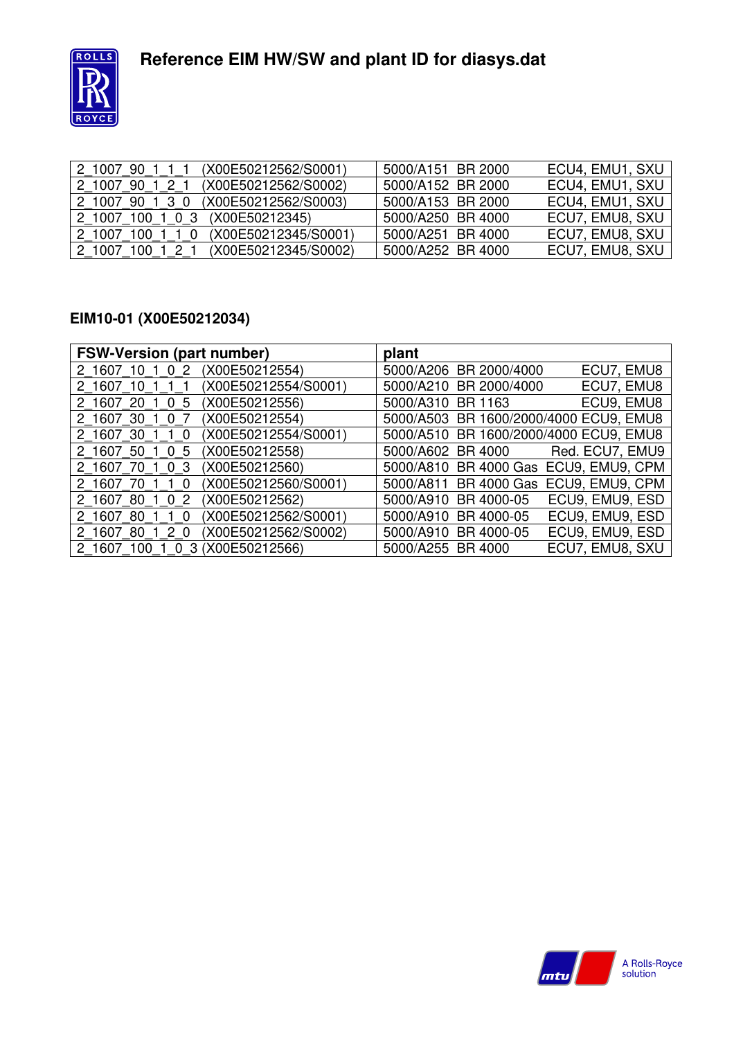# Reference EIM HW/SW and plant ID for diasys.dat

| | |
|---|---|
| 2_1007_90_1_1_1 (X00E50212562/S0001) | 5000/A151 BR 2000 ECU4, EMU1, SXU |
| 2_1007_90_1_2_1 (X00E50212562/S0002) | 5000/A152 BR 2000 ECU4, EMU1, SXU |
| 2_1007_90_1_3_0 (X00E50212562/S0003) | 5000/A153 BR 2000 ECU4, EMU1, SXU |
| 2_1007_100_1_0_3 (X00E50212345) | 5000/A250 BR 4000 ECU7, EMU8, SXU |
| 2_1007_100_1_1_0 (X00E50212345/S0001) | 5000/A251 BR 4000 ECU7, EMU8, SXU |
| 2_1007_100_1_2_1 (X00E50212345/S0002) | 5000/A252 BR 4000 ECU7, EMU8, SXU |

### EIM10-01 (X00E50212034)

| FSW-Version (part number) | plant |
|---|---|
| 2_1607_10_1_0_2 (X00E50212554) | 5000/A206 BR 2000/4000 ECU7, EMU8 |
| 2_1607_10_1_1_1 (X00E50212554/S0001) | 5000/A210 BR 2000/4000 ECU7, EMU8 |
| 2_1607_20_1_0_5 (X00E50212556) | 5000/A310 BR 1163 ECU9, EMU8 |
| 2_1607_30_1_0_7 (X00E50212554) | 5000/A503 BR 1600/2000/4000 ECU9, EMU8 |
| 2_1607_30_1_1_0 (X00E50212554/S0001) | 5000/A510 BR 1600/2000/4000 ECU9, EMU8 |
| 2_1607_50_1_0_5 (X00E50212558) | 5000/A602 BR 4000 Red. ECU7, EMU9 |
| 2_1607_70_1_0_3 (X00E50212560) | 5000/A810 BR 4000 Gas ECU9, EMU9, CPM |
| 2_1607_70_1_1_0 (X00E50212560/S0001) | 5000/A811 BR 4000 Gas ECU9, EMU9, CPM |
| 2_1607_80_1_0_2 (X00E50212562) | 5000/A910 BR 4000-05 ECU9, EMU9, ESD |
| 2_1607_80_1_1_0 (X00E50212562/S0001) | 5000/A910 BR 4000-05 ECU9, EMU9, ESD |
| 2_1607_80_1_2_0 (X00E50212562/S0002) | 5000/A910 BR 4000-05 ECU9, EMU9, ESD |
| 2_1607_100_1_0_3 (X00E50212566) | 5000/A255 BR 4000 ECU7, EMU8, SXU |